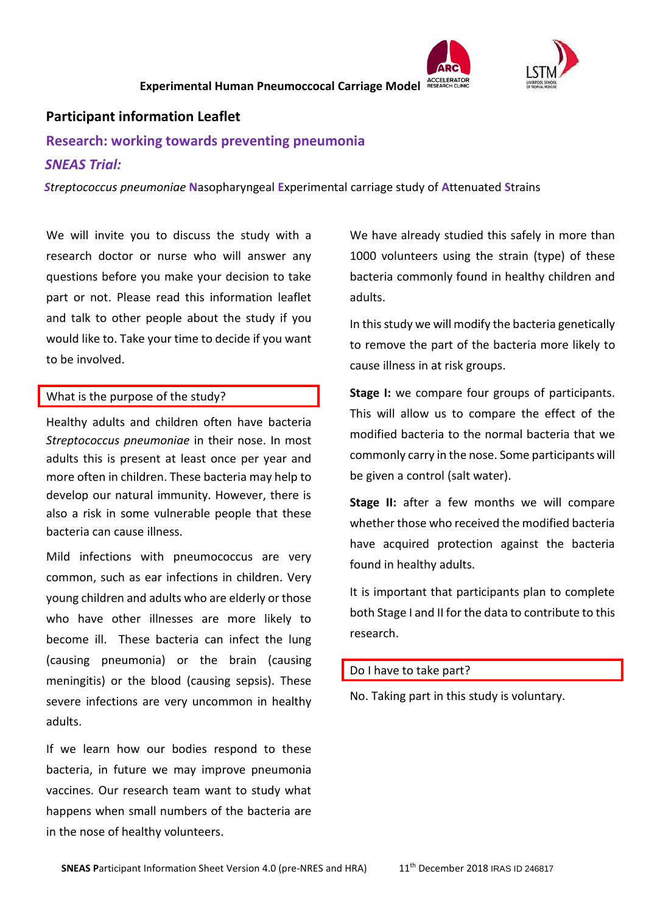**Experimental Human Pneumococcal Carriage Model**

## Participant information Leaflet

## Research: working towards preventing pneumonia

### *SNEAS Trial:*

***S**treptococcus pneumoniae* **N**asopharyngeal **E**xperimental carriage study of **A**ttenuated **S**trains

We will invite you to discuss the study with a research doctor or nurse who will answer any questions before you make your decision to take part or not. Please read this information leaflet and talk to other people about the study if you would like to. Take your time to decide if you want to be involved.

### What is the purpose of the study?

Healthy adults and children often have bacteria *Streptococcus pneumoniae* in their nose. In most adults this is present at least once per year and more often in children. These bacteria may help to develop our natural immunity. However, there is also a risk in some vulnerable people that these bacteria can cause illness.

Mild infections with pneumococcus are very common, such as ear infections in children. Very young children and adults who are elderly or those who have other illnesses are more likely to become ill. These bacteria can infect the lung (causing pneumonia) or the brain (causing meningitis) or the blood (causing sepsis). These severe infections are very uncommon in healthy adults.

If we learn how our bodies respond to these bacteria, in future we may improve pneumonia vaccines. Our research team want to study what happens when small numbers of the bacteria are in the nose of healthy volunteers.

We have already studied this safely in more than 1000 volunteers using the strain (type) of these bacteria commonly found in healthy children and adults.

In this study we will modify the bacteria genetically to remove the part of the bacteria more likely to cause illness in at risk groups.

**Stage I:** we compare four groups of participants. This will allow us to compare the effect of the modified bacteria to the normal bacteria that we commonly carry in the nose. Some participants will be given a control (salt water).

**Stage II:** after a few months we will compare whether those who received the modified bacteria have acquired protection against the bacteria found in healthy adults.

It is important that participants plan to complete both Stage I and II for the data to contribute to this research.

### Do I have to take part?

No. Taking part in this study is voluntary.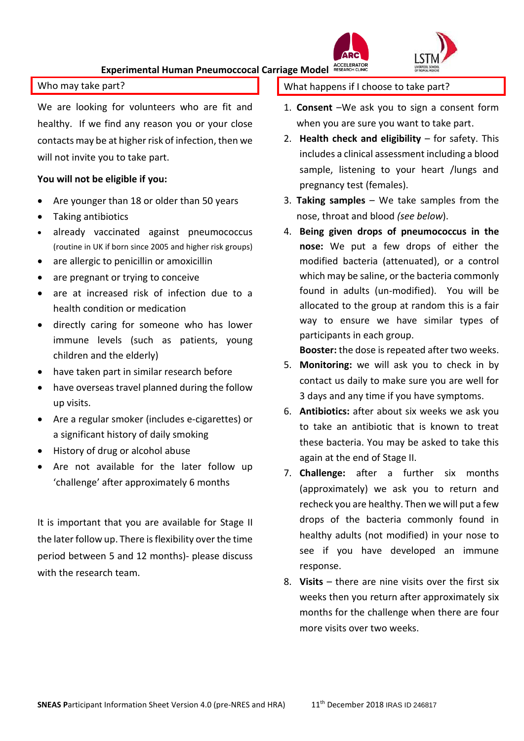# Experimental Human Pneumococcal Carriage Model

## Who may take part?

We are looking for volunteers who are fit and healthy. If we find any reason you or your close contacts may be at higher risk of infection, then we will not invite you to take part.

**You will not be eligible if you:**

- Are younger than 18 or older than 50 years
- Taking antibiotics
- already vaccinated against pneumococcus (routine in UK if born since 2005 and higher risk groups)
- are allergic to penicillin or amoxicillin
- are pregnant or trying to conceive
- are at increased risk of infection due to a health condition or medication
- directly caring for someone who has lower immune levels (such as patients, young children and the elderly)
- have taken part in similar research before
- have overseas travel planned during the follow up visits.
- Are a regular smoker (includes e-cigarettes) or a significant history of daily smoking
- History of drug or alcohol abuse
- Are not available for the later follow up 'challenge' after approximately 6 months

It is important that you are available for Stage II the later follow up. There is flexibility over the time period between 5 and 12 months)- please discuss with the research team.

## What happens if I choose to take part?

1. **Consent** –We ask you to sign a consent form when you are sure you want to take part.
2. **Health check and eligibility** – for safety. This includes a clinical assessment including a blood sample, listening to your heart /lungs and pregnancy test (females).
3. **Taking samples** – We take samples from the nose, throat and blood *(see below)*.
4. **Being given drops of pneumococcus in the nose:** We put a few drops of either the modified bacteria (attenuated), or a control which may be saline, or the bacteria commonly found in adults (un-modified). You will be allocated to the group at random this is a fair way to ensure we have similar types of participants in each group.
   **Booster:** the dose is repeated after two weeks.
5. **Monitoring:** we will ask you to check in by contact us daily to make sure you are well for 3 days and any time if you have symptoms.
6. **Antibiotics:** after about six weeks we ask you to take an antibiotic that is known to treat these bacteria. You may be asked to take this again at the end of Stage II.
7. **Challenge:** after a further six months (approximately) we ask you to return and recheck you are healthy. Then we will put a few drops of the bacteria commonly found in healthy adults (not modified) in your nose to see if you have developed an immune response.
8. **Visits** – there are nine visits over the first six weeks then you return after approximately six months for the challenge when there are four more visits over two weeks.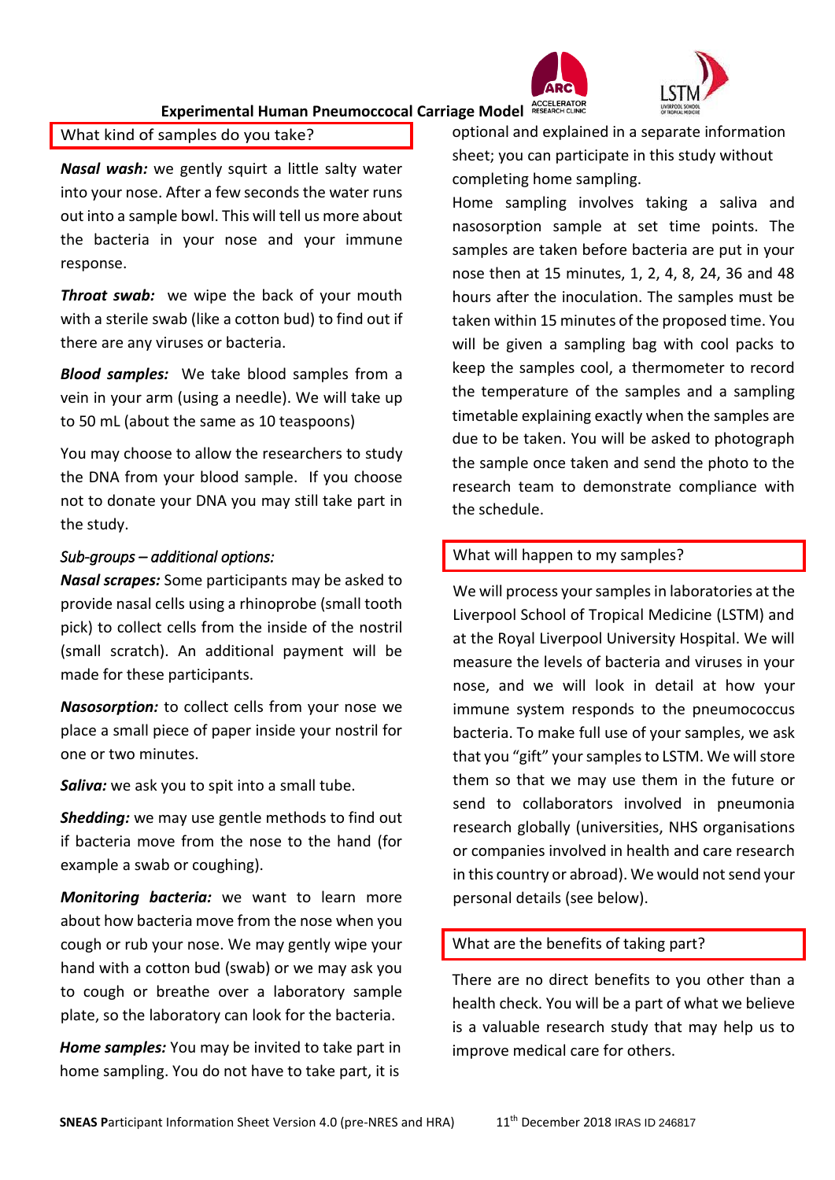## What kind of samples do you take?

***Nasal wash:*** we gently squirt a little salty water into your nose. After a few seconds the water runs out into a sample bowl. This will tell us more about the bacteria in your nose and your immune response.

***Throat swab:*** we wipe the back of your mouth with a sterile swab (like a cotton bud) to find out if there are any viruses or bacteria.

***Blood samples:*** We take blood samples from a vein in your arm (using a needle). We will take up to 50 mL (about the same as 10 teaspoons)

You may choose to allow the researchers to study the DNA from your blood sample. If you choose not to donate your DNA you may still take part in the study.

*Sub-groups – additional options:*

***Nasal scrapes:*** Some participants may be asked to provide nasal cells using a rhinoprobe (small tooth pick) to collect cells from the inside of the nostril (small scratch). An additional payment will be made for these participants.

***Nasosorption:*** to collect cells from your nose we place a small piece of paper inside your nostril for one or two minutes.

***Saliva:*** we ask you to spit into a small tube.

***Shedding:*** we may use gentle methods to find out if bacteria move from the nose to the hand (for example a swab or coughing).

***Monitoring bacteria:*** we want to learn more about how bacteria move from the nose when you cough or rub your nose. We may gently wipe your hand with a cotton bud (swab) or we may ask you to cough or breathe over a laboratory sample plate, so the laboratory can look for the bacteria.

***Home samples:*** You may be invited to take part in home sampling. You do not have to take part, it is optional and explained in a separate information sheet; you can participate in this study without completing home sampling.

Home sampling involves taking a saliva and nasosorption sample at set time points. The samples are taken before bacteria are put in your nose then at 15 minutes, 1, 2, 4, 8, 24, 36 and 48 hours after the inoculation. The samples must be taken within 15 minutes of the proposed time. You will be given a sampling bag with cool packs to keep the samples cool, a thermometer to record the temperature of the samples and a sampling timetable explaining exactly when the samples are due to be taken. You will be asked to photograph the sample once taken and send the photo to the research team to demonstrate compliance with the schedule.

## What will happen to my samples?

We will process your samples in laboratories at the Liverpool School of Tropical Medicine (LSTM) and at the Royal Liverpool University Hospital. We will measure the levels of bacteria and viruses in your nose, and we will look in detail at how your immune system responds to the pneumococcus bacteria. To make full use of your samples, we ask that you "gift" your samples to LSTM. We will store them so that we may use them in the future or send to collaborators involved in pneumonia research globally (universities, NHS organisations or companies involved in health and care research in this country or abroad). We would not send your personal details (see below).

## What are the benefits of taking part?

There are no direct benefits to you other than a health check. You will be a part of what we believe is a valuable research study that may help us to improve medical care for others.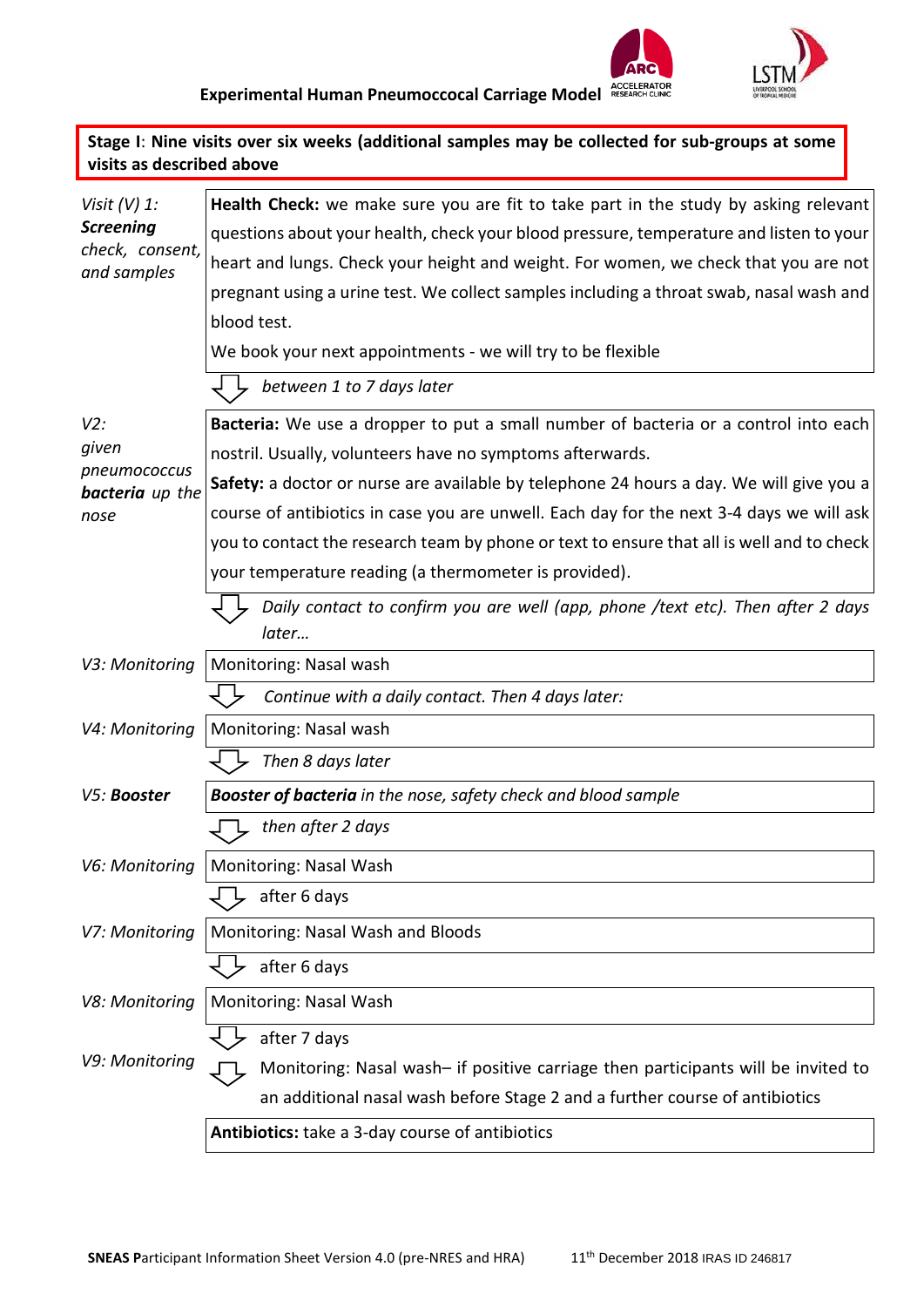**Experimental Human Pneumococcal Carriage Model**

**Stage I**: **Nine visits over six weeks (additional samples may be collected for sub-groups at some visits as described above**

| | |
|---|---|
| *Visit (V) 1:* ***Screening*** *check, consent, and samples* | **Health Check:** we make sure you are fit to take part in the study by asking relevant questions about your health, check your blood pressure, temperature and listen to your heart and lungs. Check your height and weight. For women, we check that you are not pregnant using a urine test. We collect samples including a throat swab, nasal wash and blood test.<br>We book your next appointments - we will try to be flexible |
| | ⇩ *between 1 to 7 days later* |
| *V2: given pneumococcus* ***bacteria*** *up the nose* | **Bacteria:** We use a dropper to put a small number of bacteria or a control into each nostril. Usually, volunteers have no symptoms afterwards.<br>**Safety:** a doctor or nurse are available by telephone 24 hours a day. We will give you a course of antibiotics in case you are unwell. Each day for the next 3-4 days we will ask you to contact the research team by phone or text to ensure that all is well and to check your temperature reading (a thermometer is provided). |
| | ⇩ *Daily contact to confirm you are well (app, phone /text etc). Then after 2 days later…* |
| *V3: Monitoring* | Monitoring: Nasal wash |
| | ⇩ *Continue with a daily contact. Then 4 days later:* |
| *V4: Monitoring* | Monitoring: Nasal wash |
| | ⇩ *Then 8 days later* |
| *V5:* ***Booster*** | ***Booster of bacteria*** *in the nose, safety check and blood sample* |
| | ⇩ *then after 2 days* |
| *V6: Monitoring* | Monitoring: Nasal Wash |
| | ⇩ after 6 days |
| *V7: Monitoring* | Monitoring: Nasal Wash and Bloods |
| | ⇩ after 6 days |
| *V8: Monitoring* | Monitoring: Nasal Wash |
| | ⇩ after 7 days |
| *V9: Monitoring* | ⇩ Monitoring: Nasal wash– if positive carriage then participants will be invited to an additional nasal wash before Stage 2 and a further course of antibiotics |
| | **Antibiotics:** take a 3-day course of antibiotics |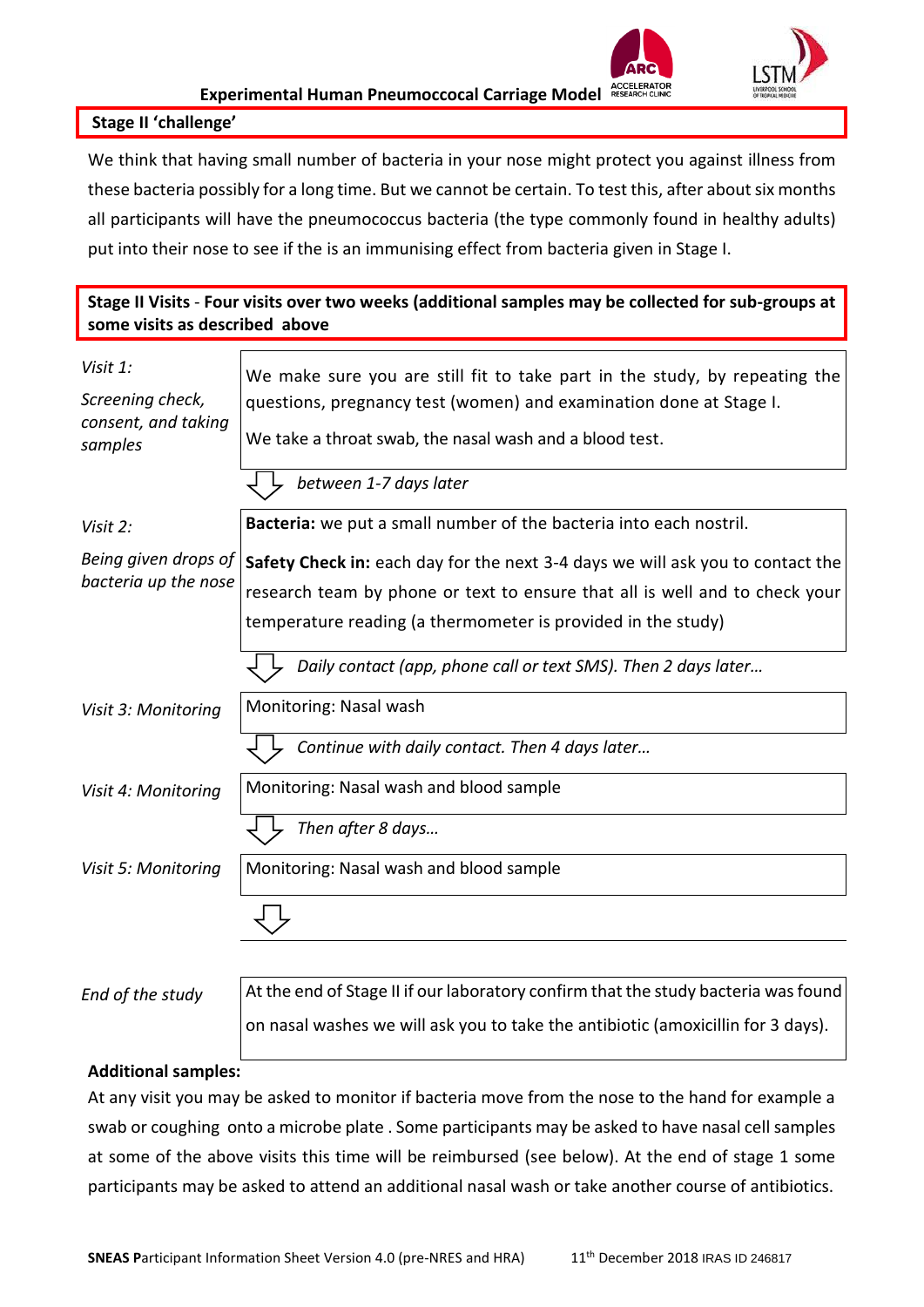**Experimental Human Pneumococcal Carriage Model**

## Stage II 'challenge'

We think that having small number of bacteria in your nose might protect you against illness from these bacteria possibly for a long time. But we cannot be certain. To test this, after about six months all participants will have the pneumococcus bacteria (the type commonly found in healthy adults) put into their nose to see if the is an immunising effect from bacteria given in Stage I.

**Stage II Visits - Four visits over two weeks (additional samples may be collected for sub-groups at some visits as described above**

| | |
|---|---|
| *Visit 1:* *Screening check, consent, and taking samples* | We make sure you are still fit to take part in the study, by repeating the questions, pregnancy test (women) and examination done at Stage I. We take a throat swab, the nasal wash and a blood test. |
| | ⇩ *between 1-7 days later* |
| *Visit 2:* *Being given drops of bacteria up the nose* | **Bacteria:** we put a small number of the bacteria into each nostril. **Safety Check in:** each day for the next 3-4 days we will ask you to contact the research team by phone or text to ensure that all is well and to check your temperature reading (a thermometer is provided in the study) |
| | ⇩ *Daily contact (app, phone call or text SMS). Then 2 days later…* |
| *Visit 3: Monitoring* | Monitoring: Nasal wash |
| | ⇩ *Continue with daily contact. Then 4 days later…* |
| *Visit 4: Monitoring* | Monitoring: Nasal wash and blood sample |
| | ⇩ *Then after 8 days…* |
| *Visit 5: Monitoring* | Monitoring: Nasal wash and blood sample |
| | ⇩ |
| *End of the study* | At the end of Stage II if our laboratory confirm that the study bacteria was found on nasal washes we will ask you to take the antibiotic (amoxicillin for 3 days). |

**Additional samples:**

At any visit you may be asked to monitor if bacteria move from the nose to the hand for example a swab or coughing onto a microbe plate . Some participants may be asked to have nasal cell samples at some of the above visits this time will be reimbursed (see below). At the end of stage 1 some participants may be asked to attend an additional nasal wash or take another course of antibiotics.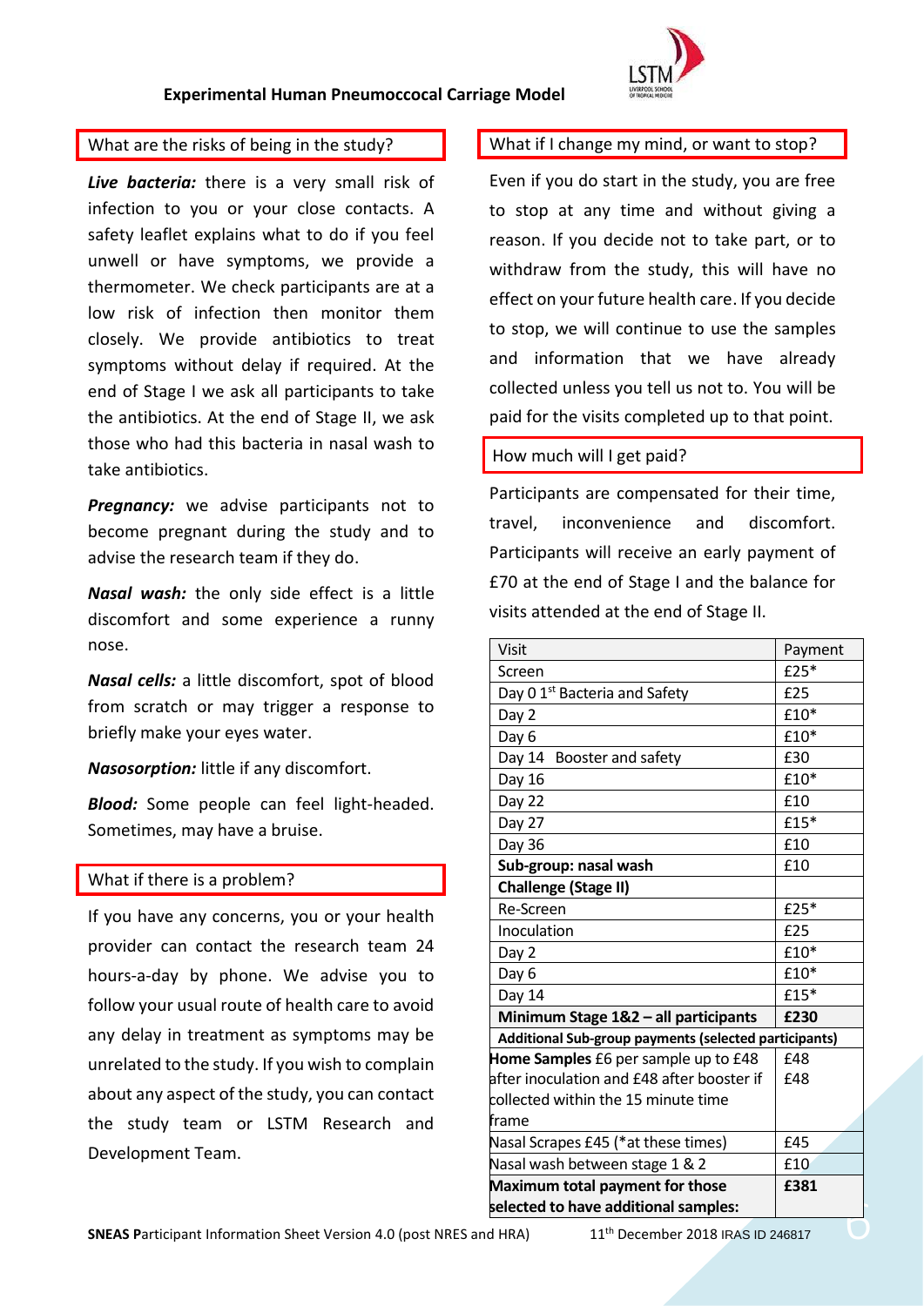**Experimental Human Pneumoccocal Carriage Model**

## What are the risks of being in the study?

***Live bacteria:*** there is a very small risk of infection to you or your close contacts. A safety leaflet explains what to do if you feel unwell or have symptoms, we provide a thermometer. We check participants are at a low risk of infection then monitor them closely. We provide antibiotics to treat symptoms without delay if required. At the end of Stage I we ask all participants to take the antibiotics. At the end of Stage II, we ask those who had this bacteria in nasal wash to take antibiotics.

***Pregnancy:*** we advise participants not to become pregnant during the study and to advise the research team if they do.

***Nasal wash:*** the only side effect is a little discomfort and some experience a runny nose.

***Nasal cells:*** a little discomfort, spot of blood from scratch or may trigger a response to briefly make your eyes water.

***Nasosorption:*** little if any discomfort.

***Blood:*** Some people can feel light-headed. Sometimes, may have a bruise.

## What if there is a problem?

If you have any concerns, you or your health provider can contact the research team 24 hours-a-day by phone. We advise you to follow your usual route of health care to avoid any delay in treatment as symptoms may be unrelated to the study. If you wish to complain about any aspect of the study, you can contact the study team or LSTM Research and Development Team.

## What if I change my mind, or want to stop?

Even if you do start in the study, you are free to stop at any time and without giving a reason. If you decide not to take part, or to withdraw from the study, this will have no effect on your future health care. If you decide to stop, we will continue to use the samples and information that we have already collected unless you tell us not to. You will be paid for the visits completed up to that point.

## How much will I get paid?

Participants are compensated for their time, travel, inconvenience and discomfort. Participants will receive an early payment of £70 at the end of Stage I and the balance for visits attended at the end of Stage II.

| Visit | Payment |
|---|---|
| Screen | £25* |
| Day 0 1st Bacteria and Safety | £25 |
| Day 2 | £10* |
| Day 6 | £10* |
| Day 14 Booster and safety | £30 |
| Day 16 | £10* |
| Day 22 | £10 |
| Day 27 | £15* |
| Day 36 | £10 |
| **Sub-group: nasal wash** | £10 |
| **Challenge (Stage II)** | |
| Re-Screen | £25* |
| Inoculation | £25 |
| Day 2 | £10* |
| Day 6 | £10* |
| Day 14 | £15* |
| **Minimum Stage 1&2 – all participants** | **£230** |
| **Additional Sub-group payments (selected participants)** | |
| **Home Samples** £6 per sample up to £48 after inoculation and £48 after booster if collected within the 15 minute time frame | £48<br>£48 |
| Nasal Scrapes £45 (*at these times) | £45 |
| Nasal wash between stage 1 & 2 | £10 |
| **Maximum total payment for those selected to have additional samples:** | **£381** |

**SNEAS P**articipant Information Sheet Version 4.0 (post NRES and HRA) 11th December 2018 IRAS ID 246817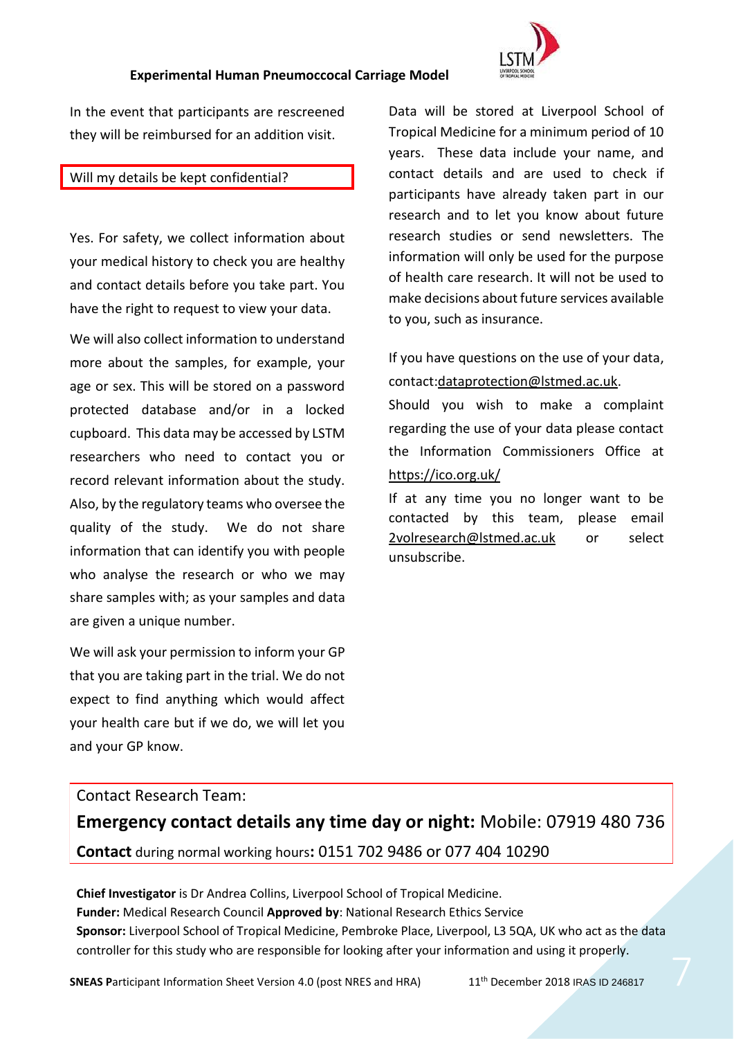In the event that participants are rescreened they will be reimbursed for an addition visit.

## Will my details be kept confidential?

Yes. For safety, we collect information about your medical history to check you are healthy and contact details before you take part. You have the right to request to view your data.

We will also collect information to understand more about the samples, for example, your age or sex. This will be stored on a password protected database and/or in a locked cupboard. This data may be accessed by LSTM researchers who need to contact you or record relevant information about the study. Also, by the regulatory teams who oversee the quality of the study. We do not share information that can identify you with people who analyse the research or who we may share samples with; as your samples and data are given a unique number.

We will ask your permission to inform your GP that you are taking part in the trial. We do not expect to find anything which would affect your health care but if we do, we will let you and your GP know.

Data will be stored at Liverpool School of Tropical Medicine for a minimum period of 10 years. These data include your name, and contact details and are used to check if participants have already taken part in our research and to let you know about future research studies or send newsletters. The information will only be used for the purpose of health care research. It will not be used to make decisions about future services available to you, such as insurance.

If you have questions on the use of your data, contact:dataprotection@lstmed.ac.uk.

Should you wish to make a complaint regarding the use of your data please contact the Information Commissioners Office at https://ico.org.uk/

If at any time you no longer want to be contacted by this team, please email 2volresearch@lstmed.ac.uk or select unsubscribe.

Contact Research Team:

**Emergency contact details any time day or night:** Mobile: 07919 480 736

**Contact** during normal working hours**:** 0151 702 9486 or 077 404 10290

**Chief Investigator** is Dr Andrea Collins, Liverpool School of Tropical Medicine.
**Funder:** Medical Research Council **Approved by**: National Research Ethics Service
**Sponsor:** Liverpool School of Tropical Medicine, Pembroke Place, Liverpool, L3 5QA, UK who act as the data controller for this study who are responsible for looking after your information and using it properly.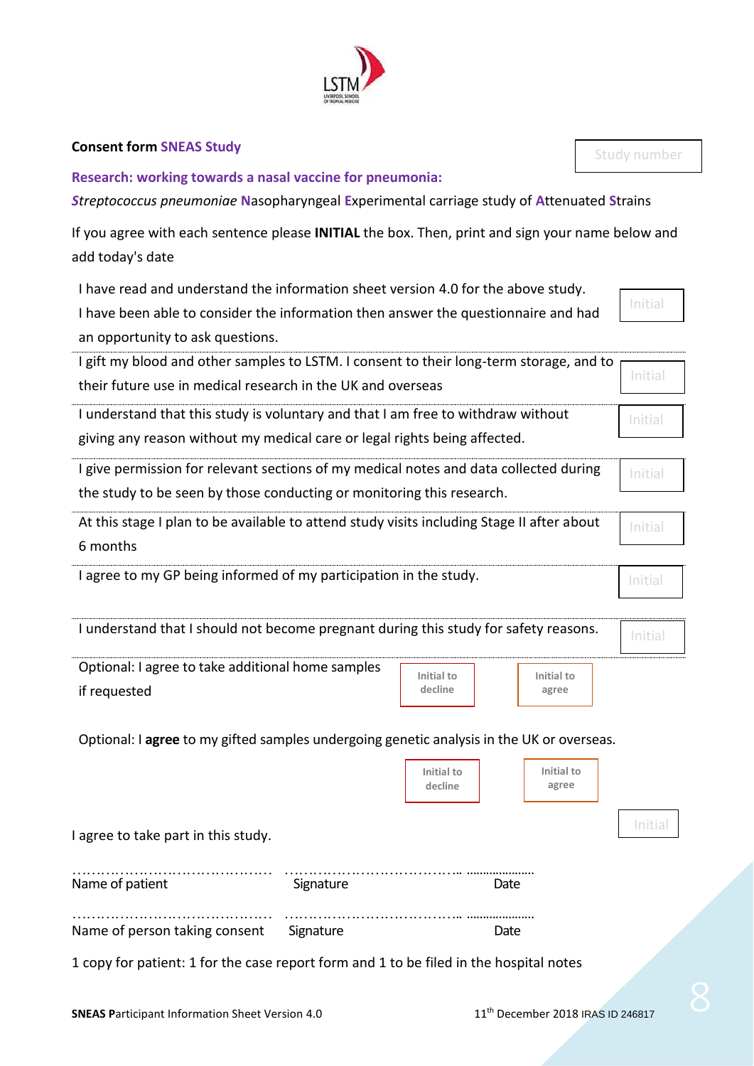**Consent form SNEAS Study**

Study number

**Research: working towards a nasal vaccine for pneumonia:**

*Streptococcus pneumoniae* **N**asopharyngeal **E**xperimental carriage study of **A**ttenuated **S**trains

If you agree with each sentence please **INITIAL** the box. Then, print and sign your name below and add today's date

| | |
|---|---|
| I have read and understand the information sheet version 4.0 for the above study. I have been able to consider the information then answer the questionnaire and had an opportunity to ask questions. | Initial |
| I gift my blood and other samples to LSTM. I consent to their long-term storage, and to their future use in medical research in the UK and overseas | Initial |
| I understand that this study is voluntary and that I am free to withdraw without giving any reason without my medical care or legal rights being affected. | Initial |
| I give permission for relevant sections of my medical notes and data collected during the study to be seen by those conducting or monitoring this research. | Initial |
| At this stage I plan to be available to attend study visits including Stage II after about 6 months | Initial |
| I agree to my GP being informed of my participation in the study. | Initial |
| I understand that I should not become pregnant during this study for safety reasons. | Initial |

| | | |
|---|---|---|
| Optional: I agree to take additional home samples if requested | Initial to decline | Initial to agree |
| Optional: I **agree** to my gifted samples undergoing genetic analysis in the UK or overseas. | Initial to decline | Initial to agree |

I agree to take part in this study. Initial

…………………………………… ……………………………….. ………………
Name of patient Signature Date

…………………………………… ……………………………….. ………………
Name of person taking consent Signature Date

1 copy for patient: 1 for the case report form and 1 to be filed in the hospital notes

**SNEAS P**articipant Information Sheet Version 4.0 11th December 2018 IRAS ID 246817